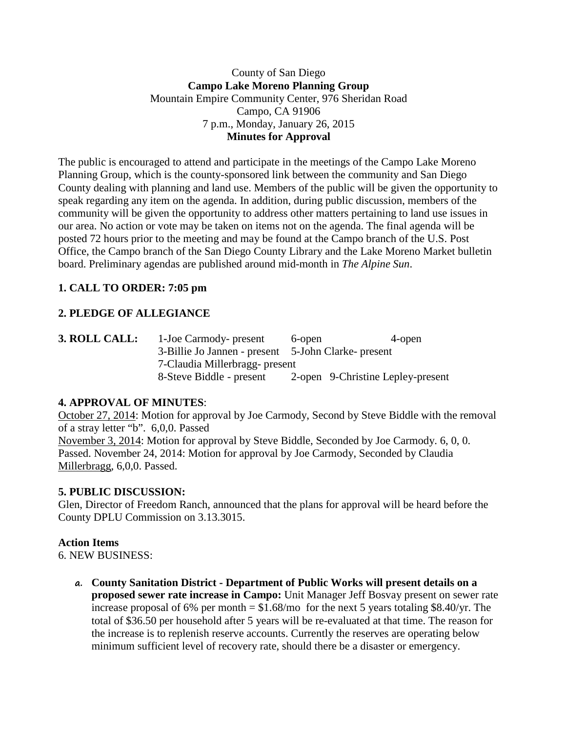County of San Diego
**Campo Lake Moreno Planning Group**
Mountain Empire Community Center, 976 Sheridan Road
Campo, CA 91906
7 p.m., Monday, January 26, 2015
**Minutes for Approval**

The public is encouraged to attend and participate in the meetings of the Campo Lake Moreno Planning Group, which is the county-sponsored link between the community and San Diego County dealing with planning and land use. Members of the public will be given the opportunity to speak regarding any item on the agenda. In addition, during public discussion, members of the community will be given the opportunity to address other matters pertaining to land use issues in our area. No action or vote may be taken on items not on the agenda. The final agenda will be posted 72 hours prior to the meeting and may be found at the Campo branch of the U.S. Post Office, the Campo branch of the San Diego County Library and the Lake Moreno Market bulletin board. Preliminary agendas are published around mid-month in *The Alpine Sun*.

**1. CALL TO ORDER: 7:05 pm**

**2. PLEDGE OF ALLEGIANCE**

**3. ROLL CALL:** 1-Joe Carmody- present 6-open 4-open
3-Billie Jo Jannen - present 5-John Clarke- present
7-Claudia Millerbragg- present
8-Steve Biddle - present 2-open 9-Christine Lepley-present

**4. APPROVAL OF MINUTES**:
October 27, 2014: Motion for approval by Joe Carmody, Second by Steve Biddle with the removal of a stray letter "b". 6,0,0. Passed
November 3, 2014: Motion for approval by Steve Biddle, Seconded by Joe Carmody. 6, 0, 0. Passed. November 24, 2014: Motion for approval by Joe Carmody, Seconded by Claudia Millerbragg, 6,0,0. Passed.

**5. PUBLIC DISCUSSION:**
Glen, Director of Freedom Ranch, announced that the plans for approval will be heard before the County DPLU Commission on 3.13.3015.

**Action Items**
6. NEW BUSINESS:

a. **County Sanitation District - Department of Public Works will present details on a proposed sewer rate increase in Campo:** Unit Manager Jeff Bosvay present on sewer rate increase proposal of 6% per month = $1.68/mo for the next 5 years totaling $8.40/yr. The total of $36.50 per household after 5 years will be re-evaluated at that time. The reason for the increase is to replenish reserve accounts. Currently the reserves are operating below minimum sufficient level of recovery rate, should there be a disaster or emergency.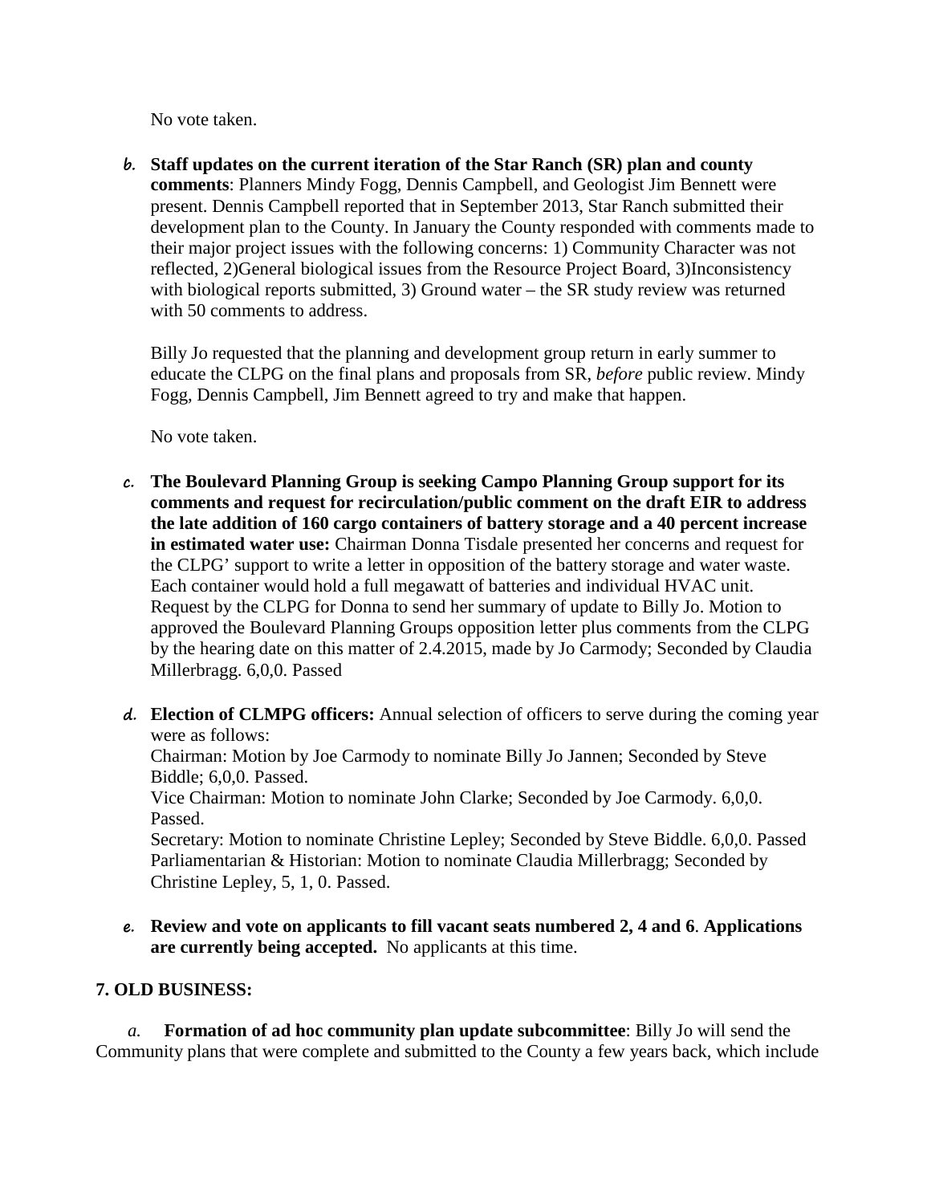No vote taken.

***b.*** **Staff updates on the current iteration of the Star Ranch (SR) plan and county comments**: Planners Mindy Fogg, Dennis Campbell, and Geologist Jim Bennett were present. Dennis Campbell reported that in September 2013, Star Ranch submitted their development plan to the County. In January the County responded with comments made to their major project issues with the following concerns: 1) Community Character was not reflected, 2)General biological issues from the Resource Project Board, 3)Inconsistency with biological reports submitted, 3) Ground water – the SR study review was returned with 50 comments to address.

Billy Jo requested that the planning and development group return in early summer to educate the CLPG on the final plans and proposals from SR, *before* public review. Mindy Fogg, Dennis Campbell, Jim Bennett agreed to try and make that happen.

No vote taken.

***c.*** **The Boulevard Planning Group is seeking Campo Planning Group support for its comments and request for recirculation/public comment on the draft EIR to address the late addition of 160 cargo containers of battery storage and a 40 percent increase in estimated water use:** Chairman Donna Tisdale presented her concerns and request for the CLPG' support to write a letter in opposition of the battery storage and water waste. Each container would hold a full megawatt of batteries and individual HVAC unit. Request by the CLPG for Donna to send her summary of update to Billy Jo. Motion to approved the Boulevard Planning Groups opposition letter plus comments from the CLPG by the hearing date on this matter of 2.4.2015, made by Jo Carmody; Seconded by Claudia Millerbragg. 6,0,0. Passed

***d.*** **Election of CLMPG officers:** Annual selection of officers to serve during the coming year were as follows:
Chairman: Motion by Joe Carmody to nominate Billy Jo Jannen; Seconded by Steve Biddle; 6,0,0. Passed.
Vice Chairman: Motion to nominate John Clarke; Seconded by Joe Carmody. 6,0,0. Passed.
Secretary: Motion to nominate Christine Lepley; Seconded by Steve Biddle. 6,0,0. Passed
Parliamentarian & Historian: Motion to nominate Claudia Millerbragg; Seconded by Christine Lepley, 5, 1, 0. Passed.

***e.*** **Review and vote on applicants to fill vacant seats numbered 2, 4 and 6**. **Applications are currently being accepted.** No applicants at this time.

**7. OLD BUSINESS:**

*a.* **Formation of ad hoc community plan update subcommittee**: Billy Jo will send the Community plans that were complete and submitted to the County a few years back, which include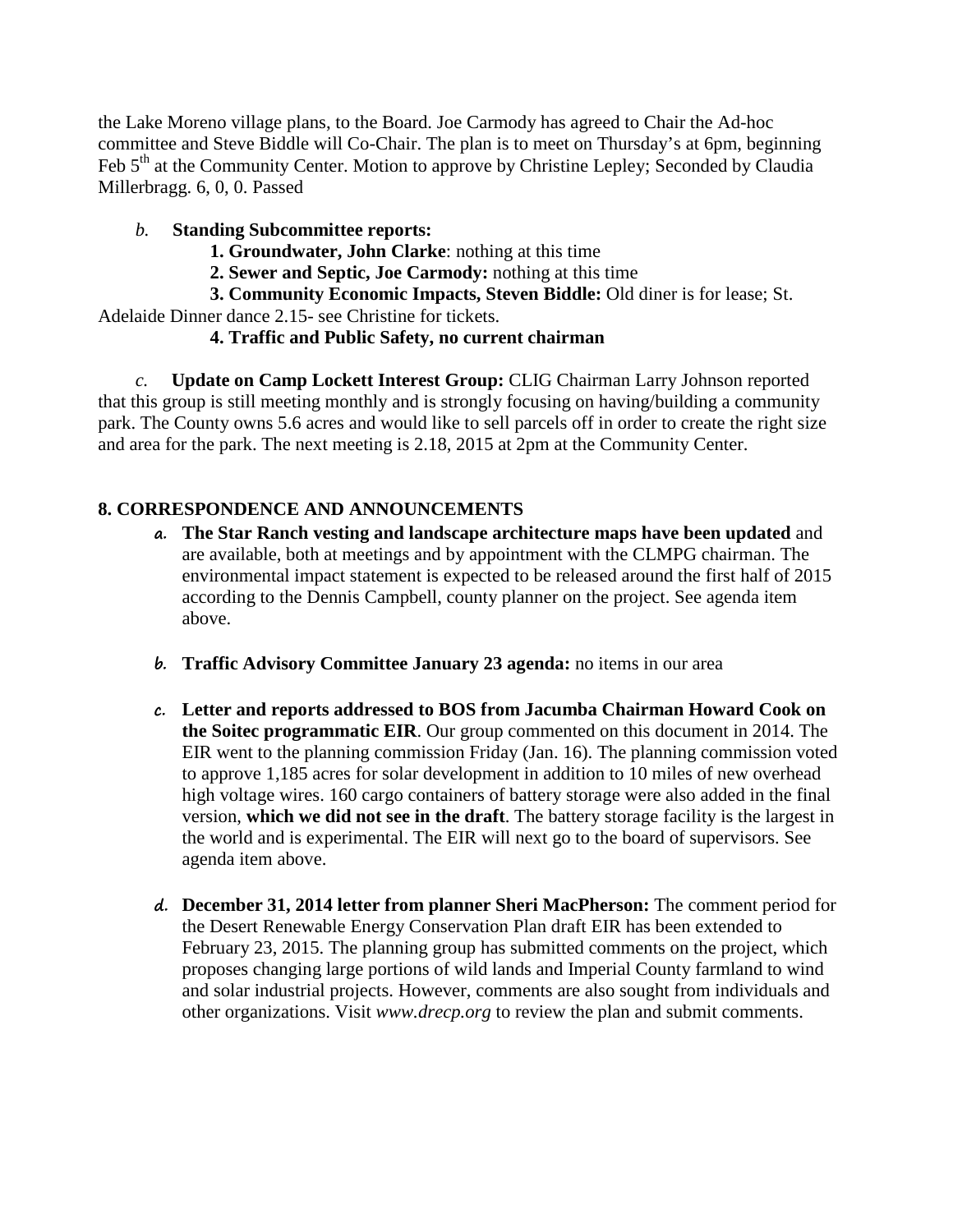the Lake Moreno village plans, to the Board. Joe Carmody has agreed to Chair the Ad-hoc committee and Steve Biddle will Co-Chair. The plan is to meet on Thursday's at 6pm, beginning Feb 5th at the Community Center. Motion to approve by Christine Lepley; Seconded by Claudia Millerbragg. 6, 0, 0. Passed

*b.* **Standing Subcommittee reports:**

**1. Groundwater, John Clarke**: nothing at this time

**2. Sewer and Septic, Joe Carmody:** nothing at this time

**3. Community Economic Impacts, Steven Biddle:** Old diner is for lease; St. Adelaide Dinner dance 2.15- see Christine for tickets.

**4. Traffic and Public Safety, no current chairman**

*c.* **Update on Camp Lockett Interest Group:** CLIG Chairman Larry Johnson reported that this group is still meeting monthly and is strongly focusing on having/building a community park. The County owns 5.6 acres and would like to sell parcels off in order to create the right size and area for the park. The next meeting is 2.18, 2015 at 2pm at the Community Center.

## 8. CORRESPONDENCE AND ANNOUNCEMENTS

a. **The Star Ranch vesting and landscape architecture maps have been updated** and are available, both at meetings and by appointment with the CLMPG chairman. The environmental impact statement is expected to be released around the first half of 2015 according to the Dennis Campbell, county planner on the project. See agenda item above.

b. **Traffic Advisory Committee January 23 agenda:** no items in our area

c. **Letter and reports addressed to BOS from Jacumba Chairman Howard Cook on the Soitec programmatic EIR**. Our group commented on this document in 2014. The EIR went to the planning commission Friday (Jan. 16). The planning commission voted to approve 1,185 acres for solar development in addition to 10 miles of new overhead high voltage wires. 160 cargo containers of battery storage were also added in the final version, **which we did not see in the draft**. The battery storage facility is the largest in the world and is experimental. The EIR will next go to the board of supervisors. See agenda item above.

d. **December 31, 2014 letter from planner Sheri MacPherson:** The comment period for the Desert Renewable Energy Conservation Plan draft EIR has been extended to February 23, 2015. The planning group has submitted comments on the project, which proposes changing large portions of wild lands and Imperial County farmland to wind and solar industrial projects. However, comments are also sought from individuals and other organizations. Visit *www.drecp.org* to review the plan and submit comments.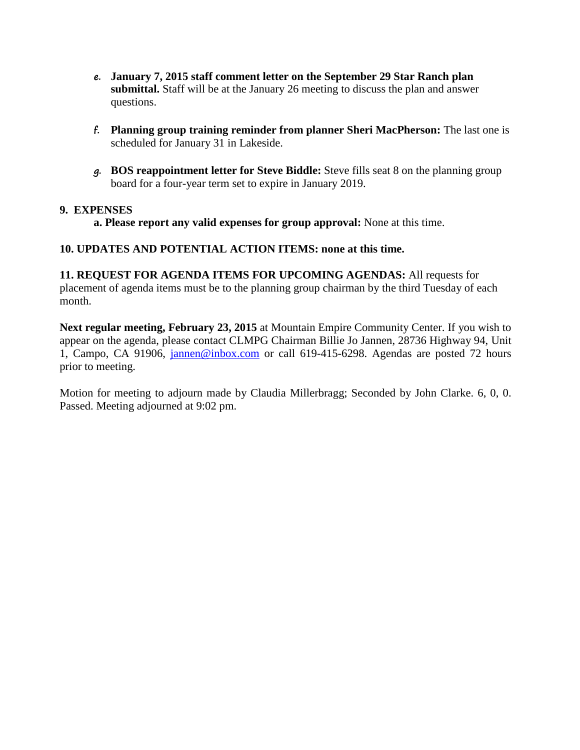e. **January 7, 2015 staff comment letter on the September 29 Star Ranch plan submittal.** Staff will be at the January 26 meeting to discuss the plan and answer questions.

f. **Planning group training reminder from planner Sheri MacPherson:** The last one is scheduled for January 31 in Lakeside.

g. **BOS reappointment letter for Steve Biddle:** Steve fills seat 8 on the planning group board for a four-year term set to expire in January 2019.

**9. EXPENSES**

**a. Please report any valid expenses for group approval:** None at this time.

**10. UPDATES AND POTENTIAL ACTION ITEMS: none at this time.**

**11. REQUEST FOR AGENDA ITEMS FOR UPCOMING AGENDAS:** All requests for placement of agenda items must be to the planning group chairman by the third Tuesday of each month.

**Next regular meeting, February 23, 2015** at Mountain Empire Community Center. If you wish to appear on the agenda, please contact CLMPG Chairman Billie Jo Jannen, 28736 Highway 94, Unit 1, Campo, CA 91906, [jannen@inbox.com](mailto:jannen@inbox.com) or call 619-415-6298. Agendas are posted 72 hours prior to meeting.

Motion for meeting to adjourn made by Claudia Millerbragg; Seconded by John Clarke. 6, 0, 0. Passed. Meeting adjourned at 9:02 pm.